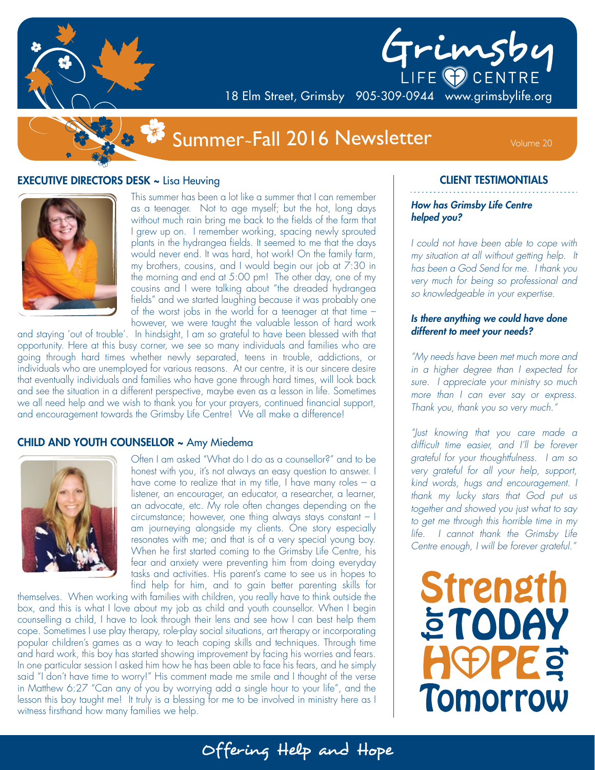# Grimsby LIFE CENTRE

18 Elm Street, Grimsby 905-309-0944 www.grimsbylife.org

## Summer~Fall 2016 Newsletter

Volume 20

### EXECUTIVE DIRECTORS DESK ~ Lisa Heuving

This summer has been a lot like a summer that I can remember as a teenager. Not to age myself; but the hot, long days without much rain bring me back to the fields of the farm that I grew up on. I remember working, spacing newly sprouted plants in the hydrangea fields. It seemed to me that the days would never end. It was hard, hot work! On the family farm, my brothers, cousins, and I would begin our job at 7:30 in the morning and end at 5:00 pm! The other day, one of my cousins and I were talking about "the dreaded hydrangea fields" and we started laughing because it was probably one of the worst jobs in the world for a teenager at that time – however, we were taught the valuable lesson of hard work and staying 'out of trouble'. In hindsight, I am so grateful to have been blessed with that opportunity. Here at this busy corner, we see so many individuals and families who are going through hard times whether newly separated, teens in trouble, addictions, or individuals who are unemployed for various reasons. At our centre, it is our sincere desire that eventually individuals and families who have gone through hard times, will look back and see the situation in a different perspective, maybe even as a lesson in life. Sometimes we all need help and we wish to thank you for your prayers, continued financial support, and encouragement towards the Grimsby Life Centre! We all make a difference!

### CHILD AND YOUTH COUNSELLOR ~ Amy Miedema

Often I am asked "What do I do as a counsellor?" and to be honest with you, it's not always an easy question to answer. I have come to realize that in my title, I have many roles – a listener, an encourager, an educator, a researcher, a learner, an advocate, etc. My role often changes depending on the circumstance; however, one thing always stays constant – I am journeying alongside my clients. One story especially resonates with me; and that is of a very special young boy. When he first started coming to the Grimsby Life Centre, his fear and anxiety were preventing him from doing everyday tasks and activities. His parent's came to see us in hopes to find help for him, and to gain better parenting skills for themselves. When working with families with children, you really have to think outside the box, and this is what I love about my job as child and youth counsellor. When I begin counselling a child, I have to look through their lens and see how I can best help them cope. Sometimes I use play therapy, role-play social situations, art therapy or incorporating popular children's games as a way to teach coping skills and techniques. Through time and hard work, this boy has started showing improvement by facing his worries and fears. In one particular session I asked him how he has been able to face his fears, and he simply said "I don't have time to worry!" His comment made me smile and I thought of the verse in Matthew 6:27 "Can any of you by worrying add a single hour to your life", and the lesson this boy taught me! It truly is a blessing for me to be involved in ministry here as I witness firsthand how many families we help.

### CLIENT TESTIMONTIALS

***How has Grimsby Life Centre helped you?***

*I could not have been able to cope with my situation at all without getting help. It has been a God Send for me. I thank you very much for being so professional and so knowledgeable in your expertise.*

***Is there anything we could have done different to meet your needs?***

*"My needs have been met much more and in a higher degree than I expected for sure. I appreciate your ministry so much more than I can ever say or express. Thank you, thank you so very much."*

*"Just knowing that you care made a difficult time easier, and I'll be forever grateful for your thoughtfulness. I am so very grateful for all your help, support, kind words, hugs and encouragement. I thank my lucky stars that God put us together and showed you just what to say to get me through this horrible time in my life. I cannot thank the Grimsby Life Centre enough, I will be forever grateful."*

**Strength for TODAY HOPE for Tomorrow**

Offering Help and Hope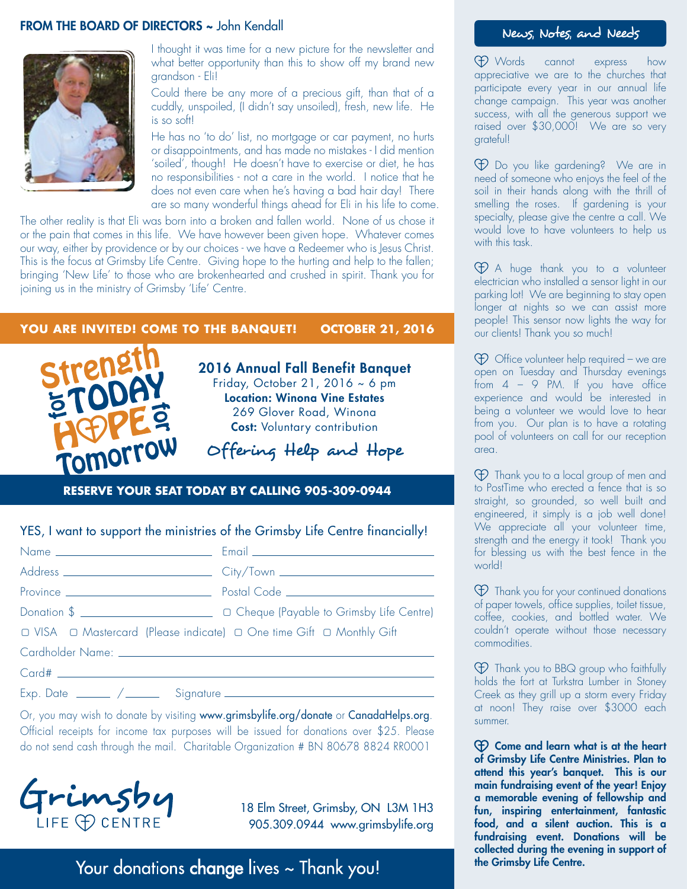## FROM THE BOARD OF DIRECTORS ~ John Kendall

I thought it was time for a new picture for the newsletter and what better opportunity than this to show off my brand new grandson - Eli!

Could there be any more of a precious gift, than that of a cuddly, unspoiled, (I didn't say unsoiled), fresh, new life. He is so soft!

He has no 'to do' list, no mortgage or car payment, no hurts or disappointments, and has made no mistakes - I did mention 'soiled', though! He doesn't have to exercise or diet, he has no responsibilities - not a care in the world. I notice that he does not even care when he's having a bad hair day! There are so many wonderful things ahead for Eli in his life to come.

The other reality is that Eli was born into a broken and fallen world. None of us chose it or the pain that comes in this life. We have however been given hope. Whatever comes our way, either by providence or by our choices - we have a Redeemer who is Jesus Christ. This is the focus at Grimsby Life Centre. Giving hope to the hurting and help to the fallen; bringing 'New Life' to those who are brokenhearted and crushed in spirit. Thank you for joining us in the ministry of Grimsby 'Life' Centre.

## YOU ARE INVITED! COME TO THE BANQUET! OCTOBER 21, 2016

Strength for TODAY HOPE for Tomorrow

**2016 Annual Fall Benefit Banquet**
Friday, October 21, 2016 ~ 6 pm
**Location: Winona Vine Estates**
269 Glover Road, Winona
**Cost:** Voluntary contribution

Offering Help and Hope

**RESERVE YOUR SEAT TODAY BY CALLING 905-309-0944**

YES, I want to support the ministries of the Grimsby Life Centre financially!

Name ____________________ Email ____________________

Address ____________________ City/Town ____________________

Province ____________________ Postal Code ____________________

Donation $ ____________________ ☐ Cheque (Payable to Grimsby Life Centre)

☐ VISA ☐ Mastercard (Please indicate) ☐ One time Gift ☐ Monthly Gift

Cardholder Name: ____________________

Card# ____________________

Exp. Date _____ / _____ Signature ____________________

Or, you may wish to donate by visiting www.grimsbylife.org/donate or CanadaHelps.org. Official receipts for income tax purposes will be issued for donations over $25. Please do not send cash through the mail. Charitable Organization # BN 80678 8824 RR0001

Grimsby LIFE CENTRE

18 Elm Street, Grimsby, ON L3M 1H3
905.309.0944 www.grimsbylife.org

Your donations **change** lives ~ Thank you!

## News, Notes, and Needs

Words cannot express how appreciative we are to the churches that participate every year in our annual life change campaign. This year was another success, with all the generous support we raised over $30,000! We are so very grateful!

Do you like gardening? We are in need of someone who enjoys the feel of the soil in their hands along with the thrill of smelling the roses. If gardening is your specialty, please give the centre a call. We would love to have volunteers to help us with this task.

A huge thank you to a volunteer electrician who installed a sensor light in our parking lot! We are beginning to stay open longer at nights so we can assist more people! This sensor now lights the way for our clients! Thank you so much!

Office volunteer help required – we are open on Tuesday and Thursday evenings from 4 – 9 PM. If you have office experience and would be interested in being a volunteer we would love to hear from you. Our plan is to have a rotating pool of volunteers on call for our reception area.

Thank you to a local group of men and to PostTime who erected a fence that is so straight, so grounded, so well built and engineered, it simply is a job well done! We appreciate all your volunteer time, strength and the energy it took! Thank you for blessing us with the best fence in the world!

Thank you for your continued donations of paper towels, office supplies, toilet tissue, coffee, cookies, and bottled water. We couldn't operate without those necessary commodities.

Thank you to BBQ group who faithfully holds the fort at Turkstra Lumber in Stoney Creek as they grill up a storm every Friday at noon! They raise over $3000 each summer.

**Come and learn what is at the heart of Grimsby Life Centre Ministries. Plan to attend this year's banquet. This is our main fundraising event of the year! Enjoy a memorable evening of fellowship and fun, inspiring entertainment, fantastic food, and a silent auction. This is a fundraising event. Donations will be collected during the evening in support of the Grimsby Life Centre.**